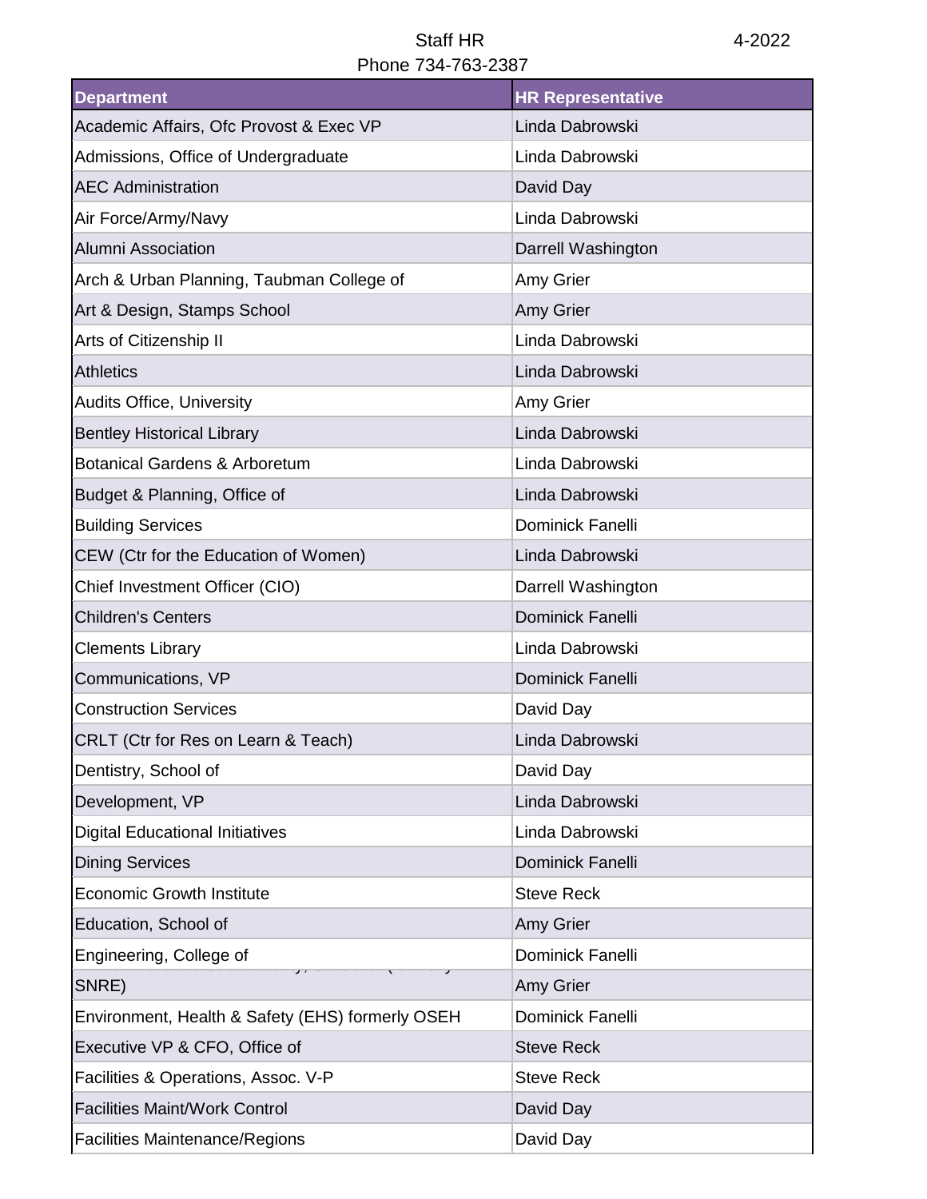Staff HR
Phone 734-763-2387

4-2022

| Department | HR Representative |
|---|---|
| Academic Affairs, Ofc Provost & Exec VP | Linda Dabrowski |
| Admissions, Office of Undergraduate | Linda Dabrowski |
| AEC Administration | David Day |
| Air Force/Army/Navy | Linda Dabrowski |
| Alumni Association | Darrell Washington |
| Arch & Urban Planning, Taubman College of | Amy Grier |
| Art & Design, Stamps School | Amy Grier |
| Arts of Citizenship II | Linda Dabrowski |
| Athletics | Linda Dabrowski |
| Audits Office, University | Amy Grier |
| Bentley Historical Library | Linda Dabrowski |
| Botanical Gardens & Arboretum | Linda Dabrowski |
| Budget & Planning, Office of | Linda Dabrowski |
| Building Services | Dominick Fanelli |
| CEW (Ctr for the Education of Women) | Linda Dabrowski |
| Chief Investment Officer (CIO) | Darrell Washington |
| Children's Centers | Dominick Fanelli |
| Clements Library | Linda Dabrowski |
| Communications, VP | Dominick Fanelli |
| Construction Services | David Day |
| CRLT (Ctr for Res on Learn & Teach) | Linda Dabrowski |
| Dentistry, School of | David Day |
| Development, VP | Linda Dabrowski |
| Digital Educational Initiatives | Linda Dabrowski |
| Dining Services | Dominick Fanelli |
| Economic Growth Institute | Steve Reck |
| Education, School of | Amy Grier |
| Engineering, College of | Dominick Fanelli |
| SNRE) | Amy Grier |
| Environment, Health & Safety (EHS) formerly OSEH | Dominick Fanelli |
| Executive VP & CFO, Office of | Steve Reck |
| Facilities & Operations, Assoc. V-P | Steve Reck |
| Facilities Maint/Work Control | David Day |
| Facilities Maintenance/Regions | David Day |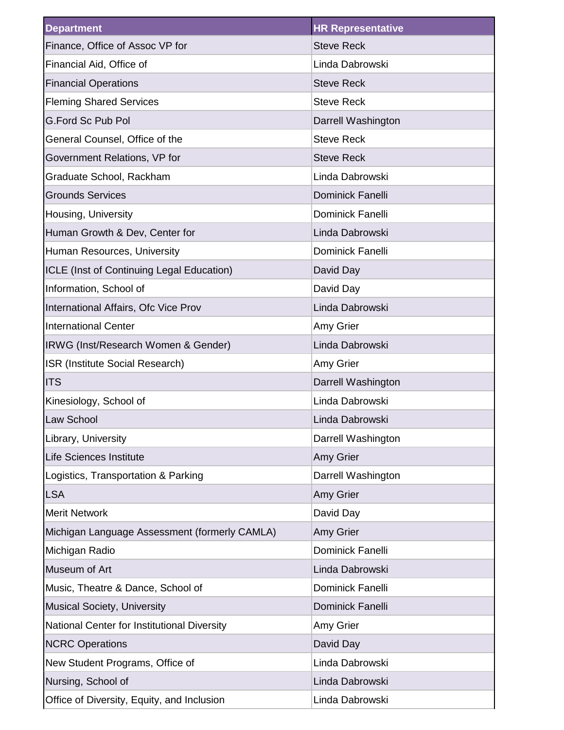| Department | HR Representative |
|---|---|
| Finance, Office of Assoc VP for | Steve Reck |
| Financial Aid, Office of | Linda Dabrowski |
| Financial Operations | Steve Reck |
| Fleming Shared Services | Steve Reck |
| G.Ford Sc Pub Pol | Darrell Washington |
| General Counsel, Office of the | Steve Reck |
| Government Relations, VP for | Steve Reck |
| Graduate School, Rackham | Linda Dabrowski |
| Grounds Services | Dominick Fanelli |
| Housing, University | Dominick Fanelli |
| Human Growth & Dev, Center for | Linda Dabrowski |
| Human Resources, University | Dominick Fanelli |
| ICLE (Inst of Continuing Legal Education) | David Day |
| Information, School of | David Day |
| International Affairs, Ofc Vice Prov | Linda Dabrowski |
| International Center | Amy Grier |
| IRWG (Inst/Research Women & Gender) | Linda Dabrowski |
| ISR (Institute Social Research) | Amy Grier |
| ITS | Darrell Washington |
| Kinesiology, School of | Linda Dabrowski |
| Law School | Linda Dabrowski |
| Library, University | Darrell Washington |
| Life Sciences Institute | Amy Grier |
| Logistics, Transportation & Parking | Darrell Washington |
| LSA | Amy Grier |
| Merit Network | David Day |
| Michigan Language Assessment (formerly CAMLA) | Amy Grier |
| Michigan Radio | Dominick Fanelli |
| Museum of Art | Linda Dabrowski |
| Music, Theatre & Dance, School of | Dominick Fanelli |
| Musical Society, University | Dominick Fanelli |
| National Center for Institutional Diversity | Amy Grier |
| NCRC Operations | David Day |
| New Student Programs, Office of | Linda Dabrowski |
| Nursing, School of | Linda Dabrowski |
| Office of Diversity, Equity, and Inclusion | Linda Dabrowski |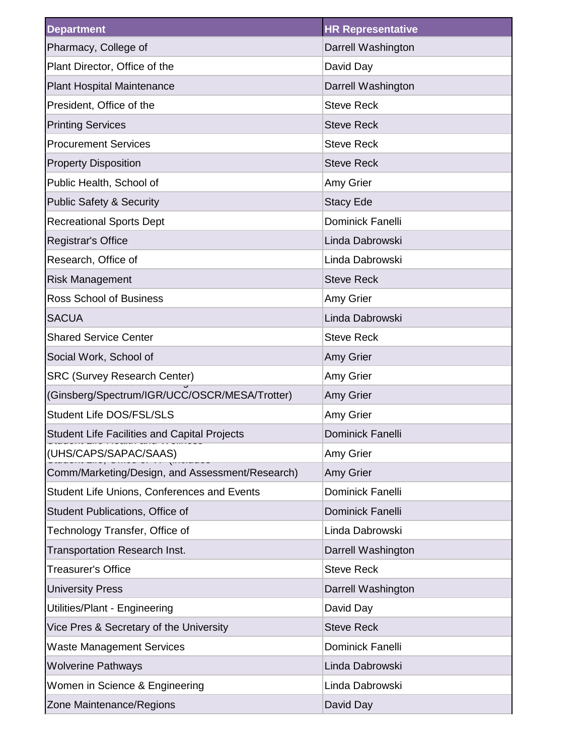| Department | HR Representative |
|---|---|
| Pharmacy, College of | Darrell Washington |
| Plant Director, Office of the | David Day |
| Plant Hospital Maintenance | Darrell Washington |
| President, Office of the | Steve Reck |
| Printing Services | Steve Reck |
| Procurement Services | Steve Reck |
| Property Disposition | Steve Reck |
| Public Health, School of | Amy Grier |
| Public Safety & Security | Stacy Ede |
| Recreational Sports Dept | Dominick Fanelli |
| Registrar's Office | Linda Dabrowski |
| Research, Office of | Linda Dabrowski |
| Risk Management | Steve Reck |
| Ross School of Business | Amy Grier |
| SACUA | Linda Dabrowski |
| Shared Service Center | Steve Reck |
| Social Work, School of | Amy Grier |
| SRC (Survey Research Center) | Amy Grier |
| (Ginsberg/Spectrum/IGR/UCC/OSCR/MESA/Trotter) | Amy Grier |
| Student Life DOS/FSL/SLS | Amy Grier |
| Student Life Facilities and Capital Projects | Dominick Fanelli |
| (UHS/CAPS/SAPAC/SAAS) | Amy Grier |
| Comm/Marketing/Design, and Assessment/Research) | Amy Grier |
| Student Life Unions, Conferences and Events | Dominick Fanelli |
| Student Publications, Office of | Dominick Fanelli |
| Technology Transfer, Office of | Linda Dabrowski |
| Transportation Research Inst. | Darrell Washington |
| Treasurer's Office | Steve Reck |
| University Press | Darrell Washington |
| Utilities/Plant - Engineering | David Day |
| Vice Pres & Secretary of the University | Steve Reck |
| Waste Management Services | Dominick Fanelli |
| Wolverine Pathways | Linda Dabrowski |
| Women in Science & Engineering | Linda Dabrowski |
| Zone Maintenance/Regions | David Day |